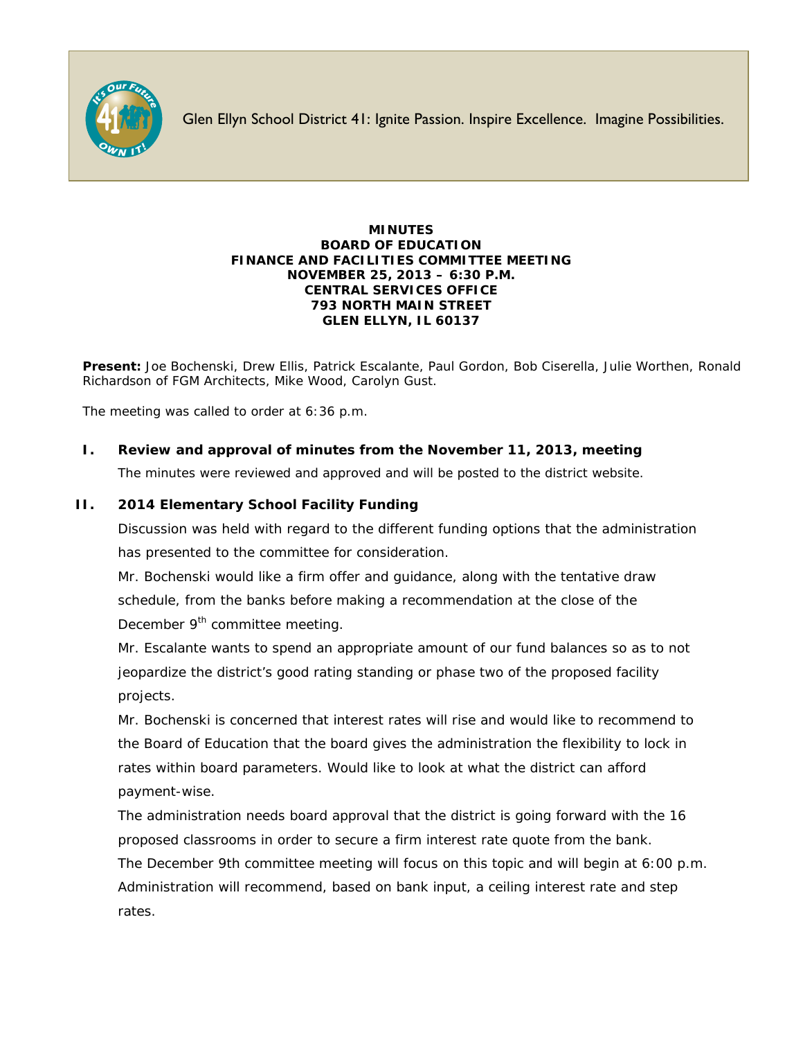Glen Ellyn School District 41: Ignite Passion. Inspire Excellence. Imagine Possibilities.

**MINUTES**
**BOARD OF EDUCATION**
**FINANCE AND FACILITIES COMMITTEE MEETING**
**NOVEMBER 25, 2013 – 6:30 P.M.**
**CENTRAL SERVICES OFFICE**
**793 NORTH MAIN STREET**
**GLEN ELLYN, IL 60137**

**Present:** Joe Bochenski, Drew Ellis, Patrick Escalante, Paul Gordon, Bob Ciserella, Julie Worthen, Ronald Richardson of FGM Architects, Mike Wood, Carolyn Gust.

The meeting was called to order at 6:36 p.m.

## I. Review and approval of minutes from the November 11, 2013, meeting

The minutes were reviewed and approved and will be posted to the district website.

## II. 2014 Elementary School Facility Funding

Discussion was held with regard to the different funding options that the administration has presented to the committee for consideration.

Mr. Bochenski would like a firm offer and guidance, along with the tentative draw schedule, from the banks before making a recommendation at the close of the December 9th committee meeting.

Mr. Escalante wants to spend an appropriate amount of our fund balances so as to not jeopardize the district's good rating standing or phase two of the proposed facility projects.

Mr. Bochenski is concerned that interest rates will rise and would like to recommend to the Board of Education that the board gives the administration the flexibility to lock in rates within board parameters. Would like to look at what the district can afford payment-wise.

The administration needs board approval that the district is going forward with the 16 proposed classrooms in order to secure a firm interest rate quote from the bank.

The December 9th committee meeting will focus on this topic and will begin at 6:00 p.m. Administration will recommend, based on bank input, a ceiling interest rate and step rates.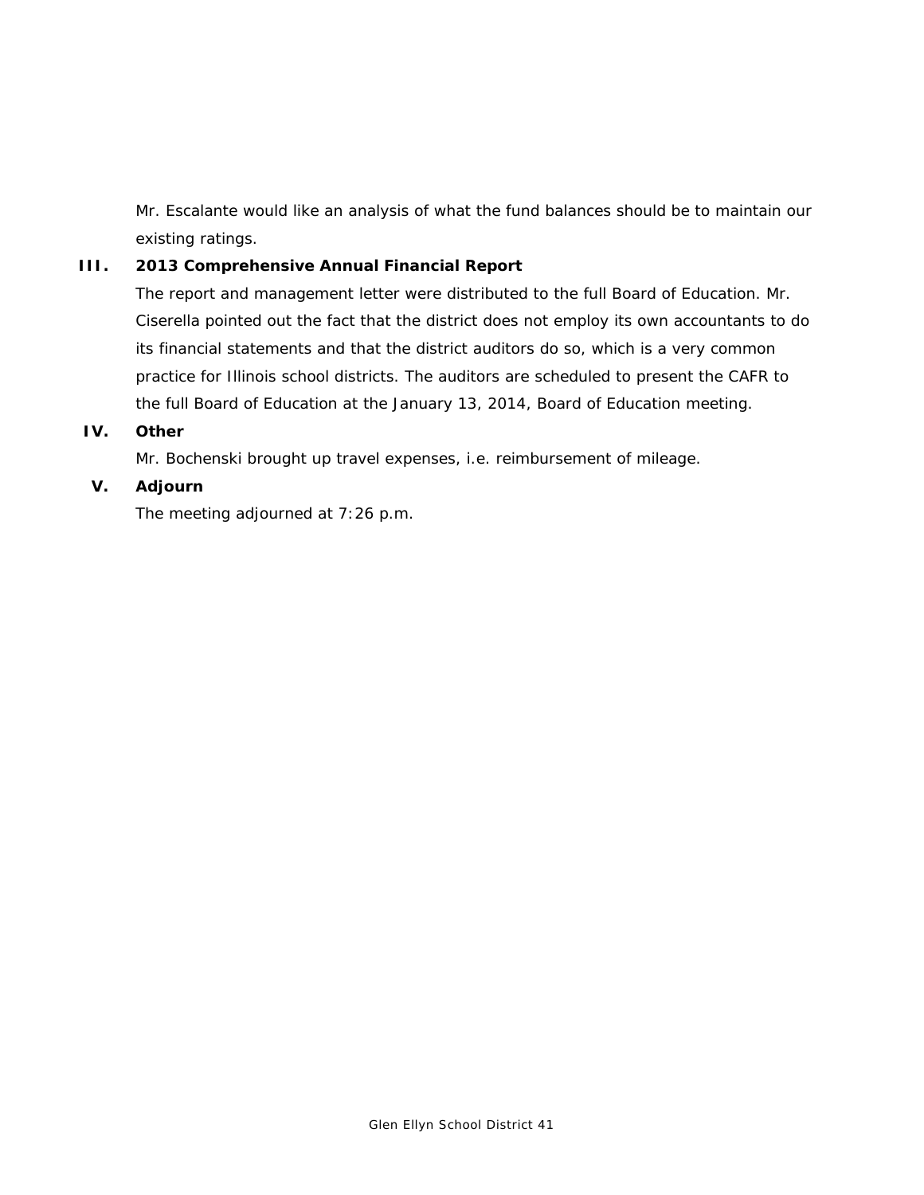Mr. Escalante would like an analysis of what the fund balances should be to maintain our existing ratings.

**III. 2013 Comprehensive Annual Financial Report**

The report and management letter were distributed to the full Board of Education. Mr. Ciserella pointed out the fact that the district does not employ its own accountants to do its financial statements and that the district auditors do so, which is a very common practice for Illinois school districts. The auditors are scheduled to present the CAFR to the full Board of Education at the January 13, 2014, Board of Education meeting.

**IV. Other**

Mr. Bochenski brought up travel expenses, i.e. reimbursement of mileage.

**V. Adjourn**

The meeting adjourned at 7:26 p.m.